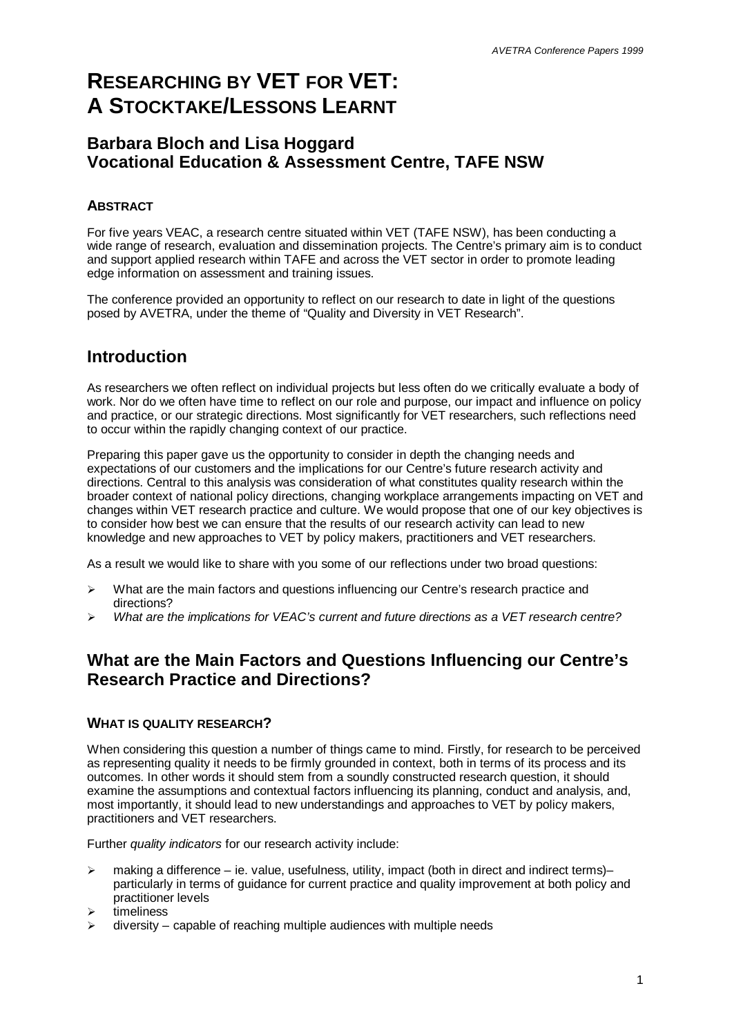# RESEARCHING BY VET FOR VET: A STOCKTAKE/LESSONS LEARNT

## Barbara Bloch and Lisa Hoggard
## Vocational Education & Assessment Centre, TAFE NSW

### ABSTRACT

For five years VEAC, a research centre situated within VET (TAFE NSW), has been conducting a wide range of research, evaluation and dissemination projects. The Centre's primary aim is to conduct and support applied research within TAFE and across the VET sector in order to promote leading edge information on assessment and training issues.

The conference provided an opportunity to reflect on our research to date in light of the questions posed by AVETRA, under the theme of "Quality and Diversity in VET Research".

## Introduction

As researchers we often reflect on individual projects but less often do we critically evaluate a body of work. Nor do we often have time to reflect on our role and purpose, our impact and influence on policy and practice, or our strategic directions. Most significantly for VET researchers, such reflections need to occur within the rapidly changing context of our practice.

Preparing this paper gave us the opportunity to consider in depth the changing needs and expectations of our customers and the implications for our Centre's future research activity and directions. Central to this analysis was consideration of what constitutes quality research within the broader context of national policy directions, changing workplace arrangements impacting on VET and changes within VET research practice and culture. We would propose that one of our key objectives is to consider how best we can ensure that the results of our research activity can lead to new knowledge and new approaches to VET by policy makers, practitioners and VET researchers.

As a result we would like to share with you some of our reflections under two broad questions:

- What are the main factors and questions influencing our Centre's research practice and directions?
- *What are the implications for VEAC's current and future directions as a VET research centre?*

## What are the Main Factors and Questions Influencing our Centre's Research Practice and Directions?

### WHAT IS QUALITY RESEARCH?

When considering this question a number of things came to mind. Firstly, for research to be perceived as representing quality it needs to be firmly grounded in context, both in terms of its process and its outcomes. In other words it should stem from a soundly constructed research question, it should examine the assumptions and contextual factors influencing its planning, conduct and analysis, and, most importantly, it should lead to new understandings and approaches to VET by policy makers, practitioners and VET researchers.

Further *quality indicators* for our research activity include:

- making a difference – ie. value, usefulness, utility, impact (both in direct and indirect terms)– particularly in terms of guidance for current practice and quality improvement at both policy and practitioner levels
- timeliness
- diversity – capable of reaching multiple audiences with multiple needs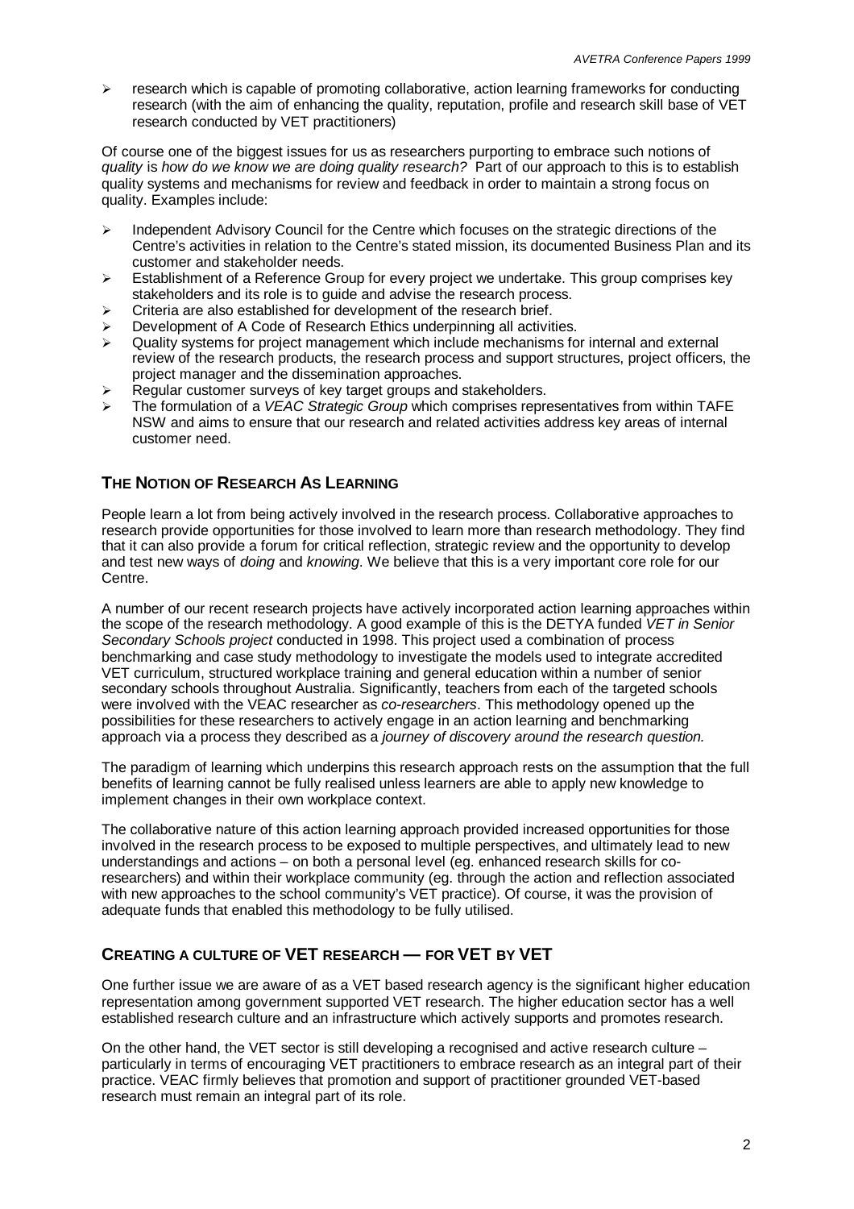- research which is capable of promoting collaborative, action learning frameworks for conducting research (with the aim of enhancing the quality, reputation, profile and research skill base of VET research conducted by VET practitioners)

Of course one of the biggest issues for us as researchers purporting to embrace such notions of *quality* is *how do we know we are doing quality research?* Part of our approach to this is to establish quality systems and mechanisms for review and feedback in order to maintain a strong focus on quality. Examples include:

- Independent Advisory Council for the Centre which focuses on the strategic directions of the Centre's activities in relation to the Centre's stated mission, its documented Business Plan and its customer and stakeholder needs.
- Establishment of a Reference Group for every project we undertake. This group comprises key stakeholders and its role is to guide and advise the research process.
- Criteria are also established for development of the research brief.
- Development of A Code of Research Ethics underpinning all activities.
- Quality systems for project management which include mechanisms for internal and external review of the research products, the research process and support structures, project officers, the project manager and the dissemination approaches.
- Regular customer surveys of key target groups and stakeholders.
- The formulation of a *VEAC Strategic Group* which comprises representatives from within TAFE NSW and aims to ensure that our research and related activities address key areas of internal customer need.

## The Notion of Research As Learning

People learn a lot from being actively involved in the research process. Collaborative approaches to research provide opportunities for those involved to learn more than research methodology. They find that it can also provide a forum for critical reflection, strategic review and the opportunity to develop and test new ways of *doing* and *knowing*. We believe that this is a very important core role for our Centre.

A number of our recent research projects have actively incorporated action learning approaches within the scope of the research methodology. A good example of this is the DETYA funded *VET in Senior Secondary Schools project* conducted in 1998. This project used a combination of process benchmarking and case study methodology to investigate the models used to integrate accredited VET curriculum, structured workplace training and general education within a number of senior secondary schools throughout Australia. Significantly, teachers from each of the targeted schools were involved with the VEAC researcher as *co-researchers*. This methodology opened up the possibilities for these researchers to actively engage in an action learning and benchmarking approach via a process they described as a *journey of discovery around the research question.*

The paradigm of learning which underpins this research approach rests on the assumption that the full benefits of learning cannot be fully realised unless learners are able to apply new knowledge to implement changes in their own workplace context.

The collaborative nature of this action learning approach provided increased opportunities for those involved in the research process to be exposed to multiple perspectives, and ultimately lead to new understandings and actions – on both a personal level (eg. enhanced research skills for co-researchers) and within their workplace community (eg. through the action and reflection associated with new approaches to the school community's VET practice). Of course, it was the provision of adequate funds that enabled this methodology to be fully utilised.

## Creating a Culture of VET Research — for VET by VET

One further issue we are aware of as a VET based research agency is the significant higher education representation among government supported VET research. The higher education sector has a well established research culture and an infrastructure which actively supports and promotes research.

On the other hand, the VET sector is still developing a recognised and active research culture – particularly in terms of encouraging VET practitioners to embrace research as an integral part of their practice. VEAC firmly believes that promotion and support of practitioner grounded VET-based research must remain an integral part of its role.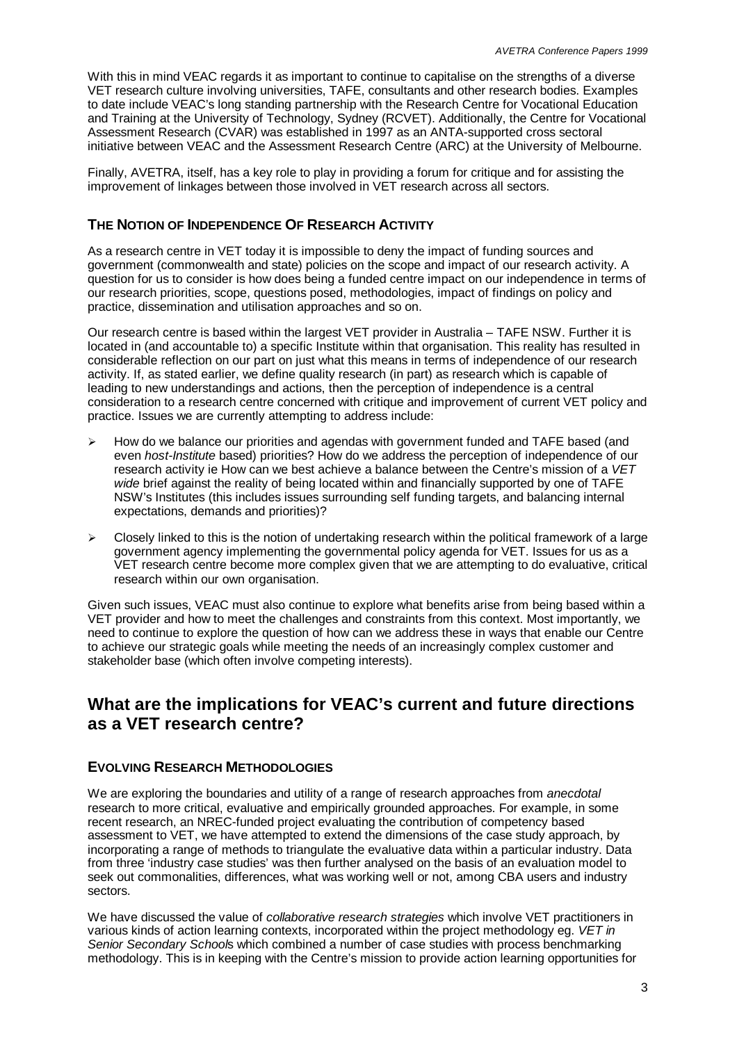With this in mind VEAC regards it as important to continue to capitalise on the strengths of a diverse VET research culture involving universities, TAFE, consultants and other research bodies. Examples to date include VEAC's long standing partnership with the Research Centre for Vocational Education and Training at the University of Technology, Sydney (RCVET). Additionally, the Centre for Vocational Assessment Research (CVAR) was established in 1997 as an ANTA-supported cross sectoral initiative between VEAC and the Assessment Research Centre (ARC) at the University of Melbourne.

Finally, AVETRA, itself, has a key role to play in providing a forum for critique and for assisting the improvement of linkages between those involved in VET research across all sectors.

### THE NOTION OF INDEPENDENCE OF RESEARCH ACTIVITY

As a research centre in VET today it is impossible to deny the impact of funding sources and government (commonwealth and state) policies on the scope and impact of our research activity. A question for us to consider is how does being a funded centre impact on our independence in terms of our research priorities, scope, questions posed, methodologies, impact of findings on policy and practice, dissemination and utilisation approaches and so on.

Our research centre is based within the largest VET provider in Australia – TAFE NSW. Further it is located in (and accountable to) a specific Institute within that organisation. This reality has resulted in considerable reflection on our part on just what this means in terms of independence of our research activity. If, as stated earlier, we define quality research (in part) as research which is capable of leading to new understandings and actions, then the perception of independence is a central consideration to a research centre concerned with critique and improvement of current VET policy and practice. Issues we are currently attempting to address include:

- How do we balance our priorities and agendas with government funded and TAFE based (and even *host-Institute* based) priorities? How do we address the perception of independence of our research activity ie How can we best achieve a balance between the Centre's mission of a *VET wide* brief against the reality of being located within and financially supported by one of TAFE NSW's Institutes (this includes issues surrounding self funding targets, and balancing internal expectations, demands and priorities)?
- Closely linked to this is the notion of undertaking research within the political framework of a large government agency implementing the governmental policy agenda for VET. Issues for us as a VET research centre become more complex given that we are attempting to do evaluative, critical research within our own organisation.

Given such issues, VEAC must also continue to explore what benefits arise from being based within a VET provider and how to meet the challenges and constraints from this context. Most importantly, we need to continue to explore the question of how can we address these in ways that enable our Centre to achieve our strategic goals while meeting the needs of an increasingly complex customer and stakeholder base (which often involve competing interests).

## What are the implications for VEAC's current and future directions as a VET research centre?

### EVOLVING RESEARCH METHODOLOGIES

We are exploring the boundaries and utility of a range of research approaches from *anecdotal* research to more critical, evaluative and empirically grounded approaches. For example, in some recent research, an NREC-funded project evaluating the contribution of competency based assessment to VET, we have attempted to extend the dimensions of the case study approach, by incorporating a range of methods to triangulate the evaluative data within a particular industry. Data from three 'industry case studies' was then further analysed on the basis of an evaluation model to seek out commonalities, differences, what was working well or not, among CBA users and industry sectors.

We have discussed the value of *collaborative research strategies* which involve VET practitioners in various kinds of action learning contexts, incorporated within the project methodology eg. *VET in Senior Secondary Schools* which combined a number of case studies with process benchmarking methodology. This is in keeping with the Centre's mission to provide action learning opportunities for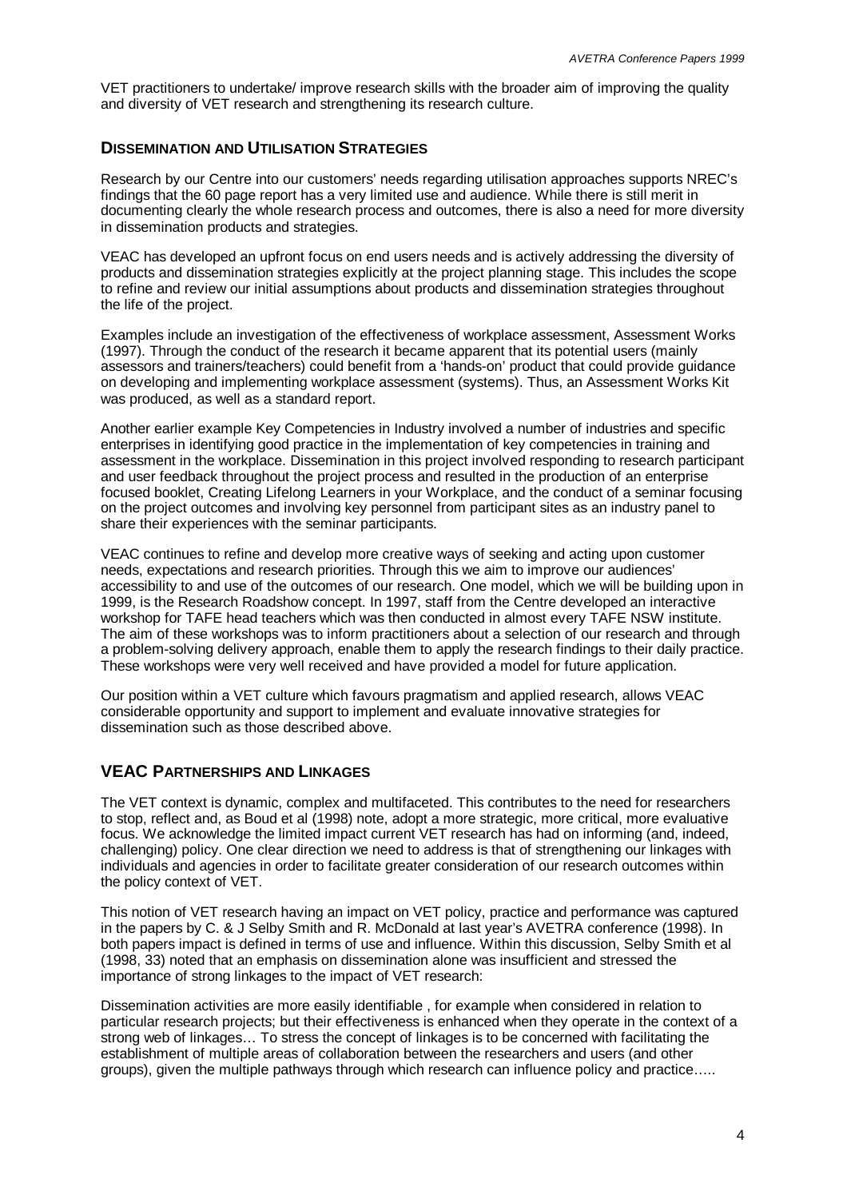VET practitioners to undertake/ improve research skills with the broader aim of improving the quality and diversity of VET research and strengthening its research culture.

## DISSEMINATION AND UTILISATION STRATEGIES

Research by our Centre into our customers' needs regarding utilisation approaches supports NREC's findings that the 60 page report has a very limited use and audience. While there is still merit in documenting clearly the whole research process and outcomes, there is also a need for more diversity in dissemination products and strategies.

VEAC has developed an upfront focus on end users needs and is actively addressing the diversity of products and dissemination strategies explicitly at the project planning stage. This includes the scope to refine and review our initial assumptions about products and dissemination strategies throughout the life of the project.

Examples include an investigation of the effectiveness of workplace assessment, Assessment Works (1997). Through the conduct of the research it became apparent that its potential users (mainly assessors and trainers/teachers) could benefit from a 'hands-on' product that could provide guidance on developing and implementing workplace assessment (systems). Thus, an Assessment Works Kit was produced, as well as a standard report.

Another earlier example Key Competencies in Industry involved a number of industries and specific enterprises in identifying good practice in the implementation of key competencies in training and assessment in the workplace. Dissemination in this project involved responding to research participant and user feedback throughout the project process and resulted in the production of an enterprise focused booklet, Creating Lifelong Learners in your Workplace, and the conduct of a seminar focusing on the project outcomes and involving key personnel from participant sites as an industry panel to share their experiences with the seminar participants.

VEAC continues to refine and develop more creative ways of seeking and acting upon customer needs, expectations and research priorities. Through this we aim to improve our audiences' accessibility to and use of the outcomes of our research. One model, which we will be building upon in 1999, is the Research Roadshow concept. In 1997, staff from the Centre developed an interactive workshop for TAFE head teachers which was then conducted in almost every TAFE NSW institute. The aim of these workshops was to inform practitioners about a selection of our research and through a problem-solving delivery approach, enable them to apply the research findings to their daily practice. These workshops were very well received and have provided a model for future application.

Our position within a VET culture which favours pragmatism and applied research, allows VEAC considerable opportunity and support to implement and evaluate innovative strategies for dissemination such as those described above.

## VEAC PARTNERSHIPS AND LINKAGES

The VET context is dynamic, complex and multifaceted. This contributes to the need for researchers to stop, reflect and, as Boud et al (1998) note, adopt a more strategic, more critical, more evaluative focus. We acknowledge the limited impact current VET research has had on informing (and, indeed, challenging) policy. One clear direction we need to address is that of strengthening our linkages with individuals and agencies in order to facilitate greater consideration of our research outcomes within the policy context of VET.

This notion of VET research having an impact on VET policy, practice and performance was captured in the papers by C. & J Selby Smith and R. McDonald at last year's AVETRA conference (1998). In both papers impact is defined in terms of use and influence. Within this discussion, Selby Smith et al (1998, 33) noted that an emphasis on dissemination alone was insufficient and stressed the importance of strong linkages to the impact of VET research:

Dissemination activities are more easily identifiable , for example when considered in relation to particular research projects; but their effectiveness is enhanced when they operate in the context of a strong web of linkages… To stress the concept of linkages is to be concerned with facilitating the establishment of multiple areas of collaboration between the researchers and users (and other groups), given the multiple pathways through which research can influence policy and practice…..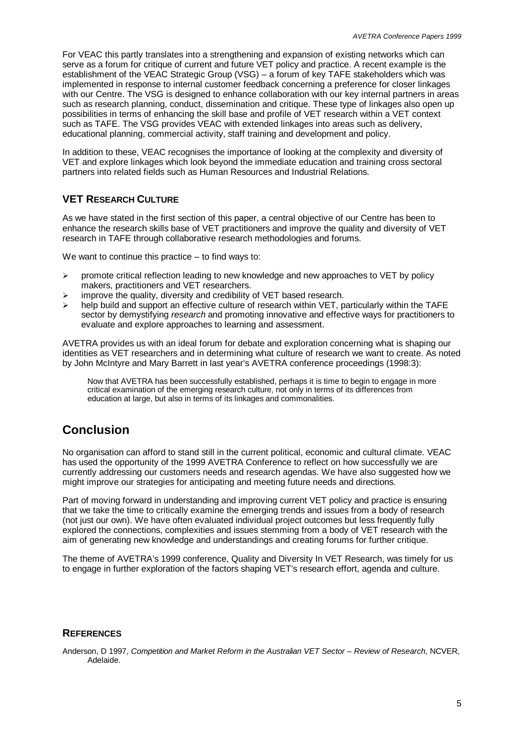For VEAC this partly translates into a strengthening and expansion of existing networks which can serve as a forum for critique of current and future VET policy and practice. A recent example is the establishment of the VEAC Strategic Group (VSG) – a forum of key TAFE stakeholders which was implemented in response to internal customer feedback concerning a preference for closer linkages with our Centre. The VSG is designed to enhance collaboration with our key internal partners in areas such as research planning, conduct, dissemination and critique. These type of linkages also open up possibilities in terms of enhancing the skill base and profile of VET research within a VET context such as TAFE. The VSG provides VEAC with extended linkages into areas such as delivery, educational planning, commercial activity, staff training and development and policy.

In addition to these, VEAC recognises the importance of looking at the complexity and diversity of VET and explore linkages which look beyond the immediate education and training cross sectoral partners into related fields such as Human Resources and Industrial Relations.

### VET RESEARCH CULTURE

As we have stated in the first section of this paper, a central objective of our Centre has been to enhance the research skills base of VET practitioners and improve the quality and diversity of VET research in TAFE through collaborative research methodologies and forums.

We want to continue this practice – to find ways to:

- promote critical reflection leading to new knowledge and new approaches to VET by policy makers, practitioners and VET researchers.
- improve the quality, diversity and credibility of VET based research.
- help build and support an effective culture of research within VET, particularly within the TAFE sector by demystifying *research* and promoting innovative and effective ways for practitioners to evaluate and explore approaches to learning and assessment.

AVETRA provides us with an ideal forum for debate and exploration concerning what is shaping our identities as VET researchers and in determining what culture of research we want to create. As noted by John McIntyre and Mary Barrett in last year's AVETRA conference proceedings (1998:3):

> Now that AVETRA has been successfully established, perhaps it is time to begin to engage in more critical examination of the emerging research culture, not only in terms of its differences from education at large, but also in terms of its linkages and commonalities.

## Conclusion

No organisation can afford to stand still in the current political, economic and cultural climate. VEAC has used the opportunity of the 1999 AVETRA Conference to reflect on how successfully we are currently addressing our customers needs and research agendas. We have also suggested how we might improve our strategies for anticipating and meeting future needs and directions.

Part of moving forward in understanding and improving current VET policy and practice is ensuring that we take the time to critically examine the emerging trends and issues from a body of research (not just our own). We have often evaluated individual project outcomes but less frequently fully explored the connections, complexities and issues stemming from a body of VET research with the aim of generating new knowledge and understandings and creating forums for further critique.

The theme of AVETRA's 1999 conference, Quality and Diversity In VET Research, was timely for us to engage in further exploration of the factors shaping VET's research effort, agenda and culture.

### REFERENCES

Anderson, D 1997, *Competition and Market Reform in the Australian VET Sector – Review of Research*, NCVER, Adelaide.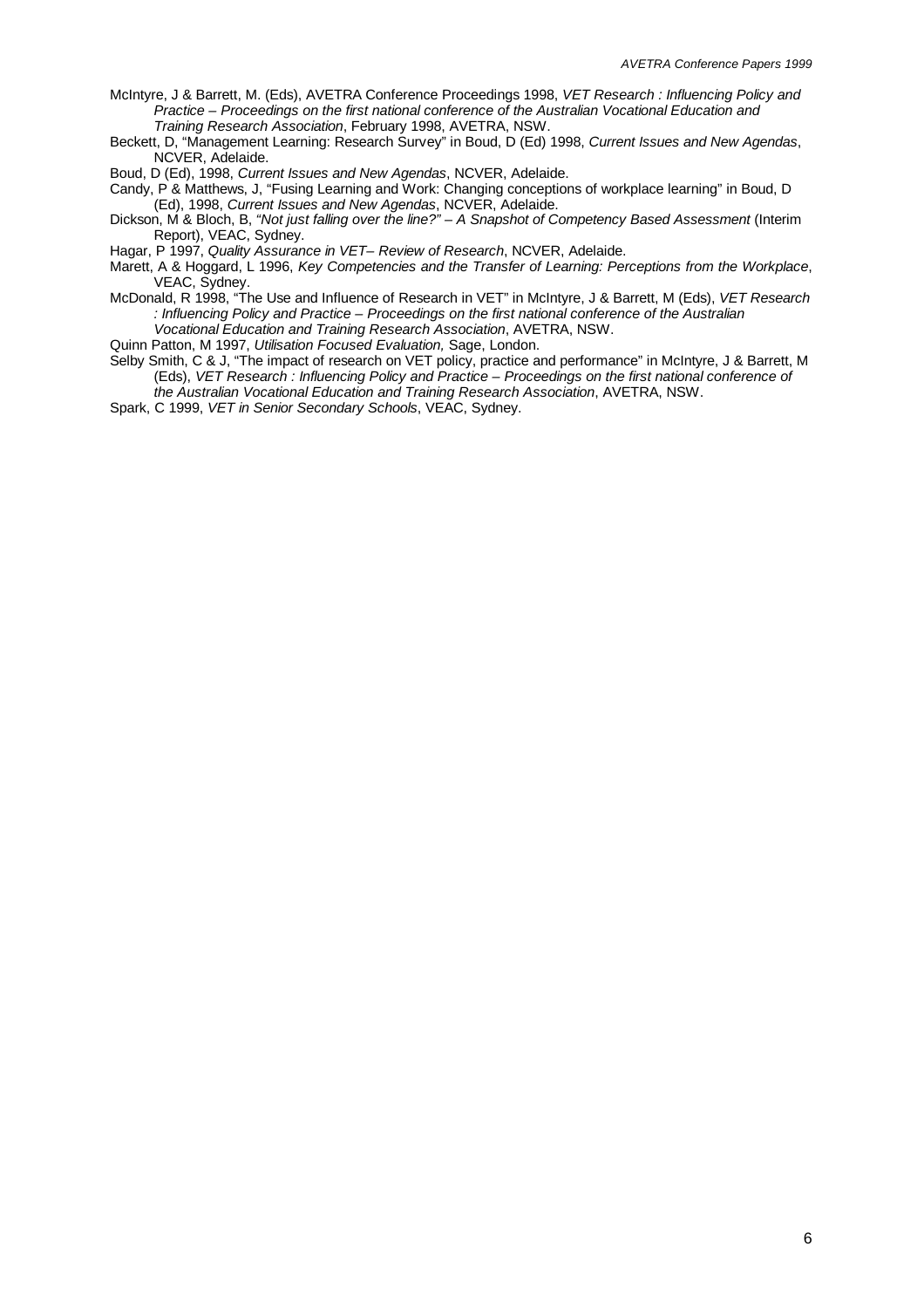McIntyre, J & Barrett, M. (Eds), AVETRA Conference Proceedings 1998, *VET Research : Influencing Policy and Practice – Proceedings on the first national conference of the Australian Vocational Education and Training Research Association*, February 1998, AVETRA, NSW.

Beckett, D, "Management Learning: Research Survey" in Boud, D (Ed) 1998, *Current Issues and New Agendas*, NCVER, Adelaide.

Boud, D (Ed), 1998, *Current Issues and New Agendas*, NCVER, Adelaide.

Candy, P & Matthews, J, "Fusing Learning and Work: Changing conceptions of workplace learning" in Boud, D (Ed), 1998, *Current Issues and New Agendas*, NCVER, Adelaide.

Dickson, M & Bloch, B, *"Not just falling over the line?" – A Snapshot of Competency Based Assessment* (Interim Report), VEAC, Sydney.

Hagar, P 1997, *Quality Assurance in VET– Review of Research*, NCVER, Adelaide.

Marett, A & Hoggard, L 1996, *Key Competencies and the Transfer of Learning: Perceptions from the Workplace*, VEAC, Sydney.

McDonald, R 1998, "The Use and Influence of Research in VET" in McIntyre, J & Barrett, M (Eds), *VET Research : Influencing Policy and Practice – Proceedings on the first national conference of the Australian Vocational Education and Training Research Association*, AVETRA, NSW.

Quinn Patton, M 1997, *Utilisation Focused Evaluation,* Sage, London.

Selby Smith, C & J, "The impact of research on VET policy, practice and performance" in McIntyre, J & Barrett, M (Eds), *VET Research : Influencing Policy and Practice – Proceedings on the first national conference of the Australian Vocational Education and Training Research Association*, AVETRA, NSW.

Spark, C 1999, *VET in Senior Secondary Schools*, VEAC, Sydney.